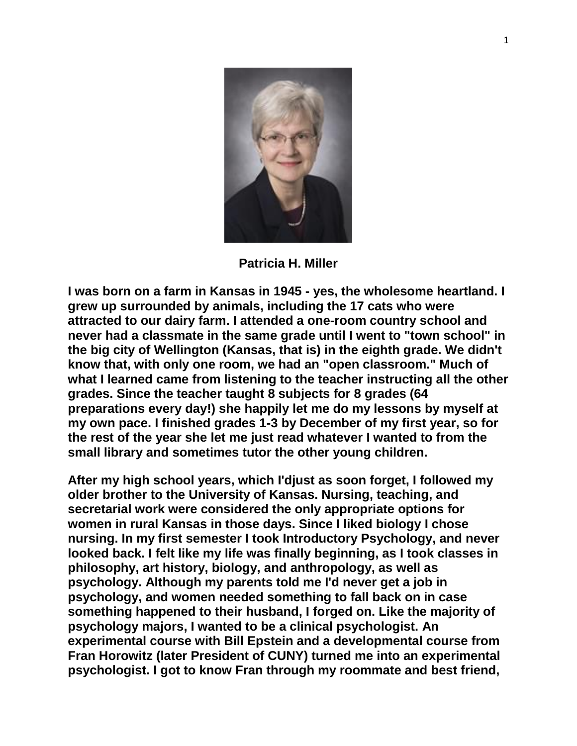**Patricia H. Miller**

**I was born on a farm in Kansas in 1945 - yes, the wholesome heartland. I grew up surrounded by animals, including the 17 cats who were attracted to our dairy farm. I attended a one-room country school and never had a classmate in the same grade until I went to "town school" in the big city of Wellington (Kansas, that is) in the eighth grade. We didn't know that, with only one room, we had an "open classroom." Much of what I learned came from listening to the teacher instructing all the other grades. Since the teacher taught 8 subjects for 8 grades (64 preparations every day!) she happily let me do my lessons by myself at my own pace. I finished grades 1-3 by December of my first year, so for the rest of the year she let me just read whatever I wanted to from the small library and sometimes tutor the other young children.**

**After my high school years, which I'djust as soon forget, I followed my older brother to the University of Kansas. Nursing, teaching, and secretarial work were considered the only appropriate options for women in rural Kansas in those days. Since I liked biology I chose nursing. In my first semester I took Introductory Psychology, and never looked back. I felt like my life was finally beginning, as I took classes in philosophy, art history, biology, and anthropology, as well as psychology. Although my parents told me I'd never get a job in psychology, and women needed something to fall back on in case something happened to their husband, I forged on. Like the majority of psychology majors, I wanted to be a clinical psychologist. An experimental course with Bill Epstein and a developmental course from Fran Horowitz (later President of CUNY) turned me into an experimental psychologist. I got to know Fran through my roommate and best friend,**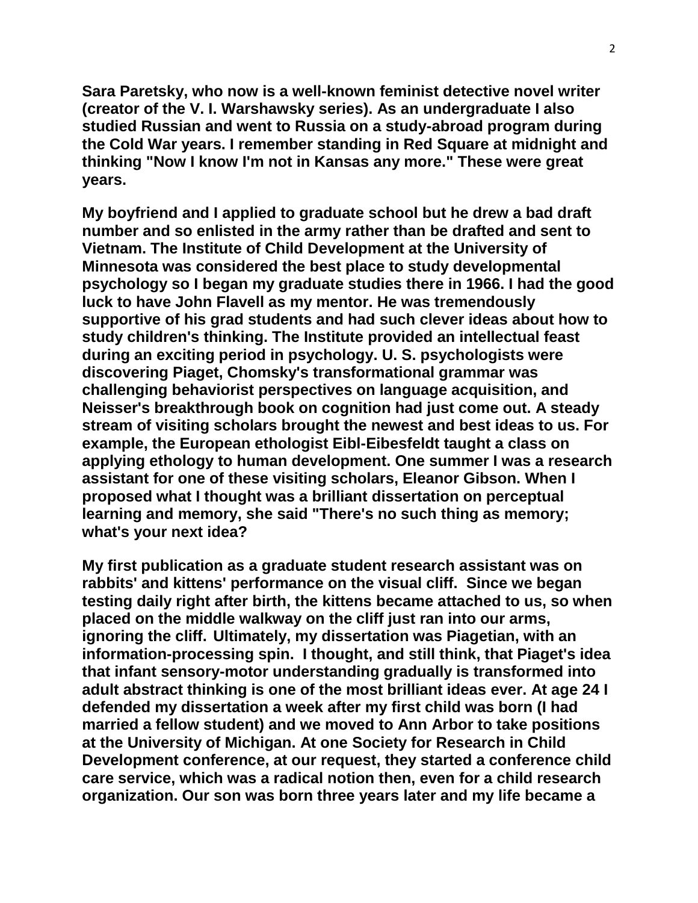**Sara Paretsky, who now is a well-known feminist detective novel writer (creator of the V. I. Warshawsky series). As an undergraduate I also studied Russian and went to Russia on a study-abroad program during the Cold War years. I remember standing in Red Square at midnight and thinking "Now I know I'm not in Kansas any more." These were great years.**

**My boyfriend and I applied to graduate school but he drew a bad draft number and so enlisted in the army rather than be drafted and sent to Vietnam. The Institute of Child Development at the University of Minnesota was considered the best place to study developmental psychology so I began my graduate studies there in 1966. I had the good luck to have John Flavell as my mentor. He was tremendously supportive of his grad students and had such clever ideas about how to study children's thinking. The Institute provided an intellectual feast during an exciting period in psychology. U. S. psychologists were discovering Piaget, Chomsky's transformational grammar was challenging behaviorist perspectives on language acquisition, and Neisser's breakthrough book on cognition had just come out. A steady stream of visiting scholars brought the newest and best ideas to us. For example, the European ethologist Eibl-Eibesfeldt taught a class on applying ethology to human development. One summer I was a research assistant for one of these visiting scholars, Eleanor Gibson. When I proposed what I thought was a brilliant dissertation on perceptual learning and memory, she said "There's no such thing as memory; what's your next idea?**

**My first publication as a graduate student research assistant was on rabbits' and kittens' performance on the visual cliff. Since we began testing daily right after birth, the kittens became attached to us, so when placed on the middle walkway on the cliff just ran into our arms, ignoring the cliff. Ultimately, my dissertation was Piagetian, with an information-processing spin. I thought, and still think, that Piaget's idea that infant sensory-motor understanding gradually is transformed into adult abstract thinking is one of the most brilliant ideas ever. At age 24 I defended my dissertation a week after my first child was born (I had married a fellow student) and we moved to Ann Arbor to take positions at the University of Michigan. At one Society for Research in Child Development conference, at our request, they started a conference child care service, which was a radical notion then, even for a child research organization. Our son was born three years later and my life became a**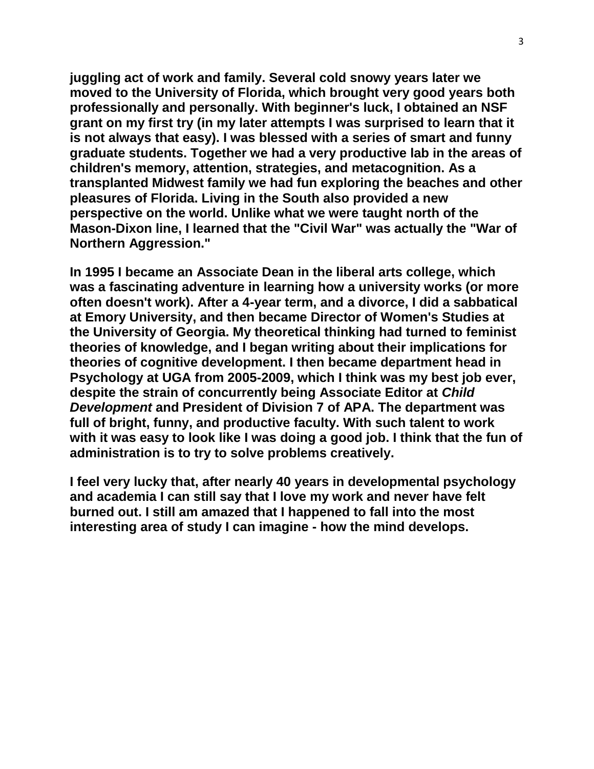**juggling act of work and family. Several cold snowy years later we moved to the University of Florida, which brought very good years both professionally and personally. With beginner's luck, I obtained an NSF grant on my first try (in my later attempts I was surprised to learn that it is not always that easy). I was blessed with a series of smart and funny graduate students. Together we had a very productive lab in the areas of children's memory, attention, strategies, and metacognition. As a transplanted Midwest family we had fun exploring the beaches and other pleasures of Florida. Living in the South also provided a new perspective on the world. Unlike what we were taught north of the Mason-Dixon line, I learned that the "Civil War" was actually the "War of Northern Aggression."**

**In 1995 I became an Associate Dean in the liberal arts college, which was a fascinating adventure in learning how a university works (or more often doesn't work). After a 4-year term, and a divorce, I did a sabbatical at Emory University, and then became Director of Women's Studies at the University of Georgia. My theoretical thinking had turned to feminist theories of knowledge, and I began writing about their implications for theories of cognitive development. I then became department head in Psychology at UGA from 2005-2009, which I think was my best job ever, despite the strain of concurrently being Associate Editor at *Child Development* and President of Division 7 of APA. The department was full of bright, funny, and productive faculty. With such talent to work with it was easy to look like I was doing a good job. I think that the fun of administration is to try to solve problems creatively.**

**I feel very lucky that, after nearly 40 years in developmental psychology and academia I can still say that I love my work and never have felt burned out. I still am amazed that I happened to fall into the most interesting area of study I can imagine - how the mind develops.**